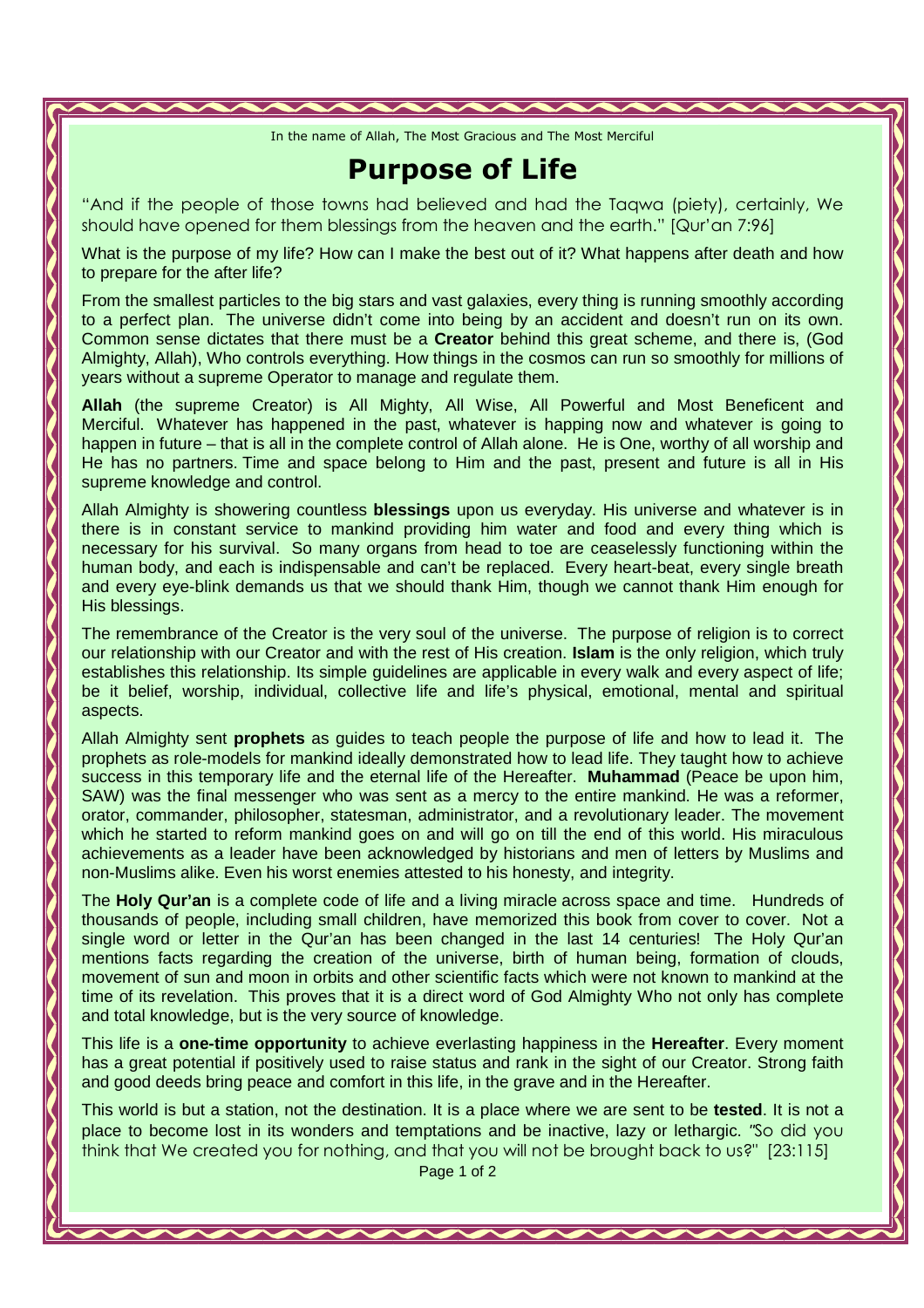In the name of Allah, The Most Gracious and The Most Merciful

# Purpose of Life

"And if the people of those towns had believed and had the Taqwa (piety), certainly, We should have opened for them blessings from the heaven and the earth." [Qur'an 7:96]

What is the purpose of my life? How can I make the best out of it? What happens after death and how to prepare for the after life?

From the smallest particles to the big stars and vast galaxies, every thing is running smoothly according to a perfect plan. The universe didn't come into being by an accident and doesn't run on its own. Common sense dictates that there must be a **Creator** behind this great scheme, and there is, (God Almighty, Allah), Who controls everything. How things in the cosmos can run so smoothly for millions of years without a supreme Operator to manage and regulate them.

**Allah** (the supreme Creator) is All Mighty, All Wise, All Powerful and Most Beneficent and Merciful. Whatever has happened in the past, whatever is happing now and whatever is going to happen in future – that is all in the complete control of Allah alone. He is One, worthy of all worship and He has no partners. Time and space belong to Him and the past, present and future is all in His supreme knowledge and control.

Allah Almighty is showering countless **blessings** upon us everyday. His universe and whatever is in there is in constant service to mankind providing him water and food and every thing which is necessary for his survival. So many organs from head to toe are ceaselessly functioning within the human body, and each is indispensable and can't be replaced. Every heart-beat, every single breath and every eye-blink demands us that we should thank Him, though we cannot thank Him enough for His blessings.

The remembrance of the Creator is the very soul of the universe. The purpose of religion is to correct our relationship with our Creator and with the rest of His creation. **Islam** is the only religion, which truly establishes this relationship. Its simple guidelines are applicable in every walk and every aspect of life; be it belief, worship, individual, collective life and life's physical, emotional, mental and spiritual aspects.

Allah Almighty sent **prophets** as guides to teach people the purpose of life and how to lead it. The prophets as role-models for mankind ideally demonstrated how to lead life. They taught how to achieve success in this temporary life and the eternal life of the Hereafter. **Muhammad** (Peace be upon him, SAW) was the final messenger who was sent as a mercy to the entire mankind. He was a reformer, orator, commander, philosopher, statesman, administrator, and a revolutionary leader. The movement which he started to reform mankind goes on and will go on till the end of this world. His miraculous achievements as a leader have been acknowledged by historians and men of letters by Muslims and non-Muslims alike. Even his worst enemies attested to his honesty, and integrity.

The **Holy Qur'an** is a complete code of life and a living miracle across space and time. Hundreds of thousands of people, including small children, have memorized this book from cover to cover. Not a single word or letter in the Qur'an has been changed in the last 14 centuries! The Holy Qur'an mentions facts regarding the creation of the universe, birth of human being, formation of clouds, movement of sun and moon in orbits and other scientific facts which were not known to mankind at the time of its revelation. This proves that it is a direct word of God Almighty Who not only has complete and total knowledge, but is the very source of knowledge.

This life is a **one-time opportunity** to achieve everlasting happiness in the **Hereafter**. Every moment has a great potential if positively used to raise status and rank in the sight of our Creator. Strong faith and good deeds bring peace and comfort in this life, in the grave and in the Hereafter.

This world is but a station, not the destination. It is a place where we are sent to be **tested**. It is not a place to become lost in its wonders and temptations and be inactive, lazy or lethargic. "So did you think that We created you for nothing, and that you will not be brought back to us?" [23:115]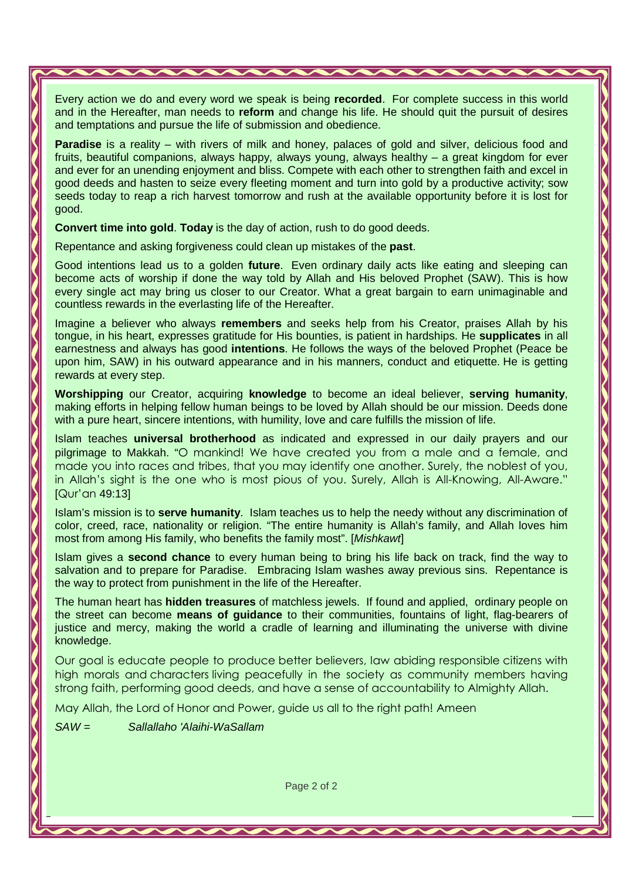Every action we do and every word we speak is being **recorded**. For complete success in this world and in the Hereafter, man needs to **reform** and change his life. He should quit the pursuit of desires and temptations and pursue the life of submission and obedience.

**Paradise** is a reality – with rivers of milk and honey, palaces of gold and silver, delicious food and fruits, beautiful companions, always happy, always young, always healthy – a great kingdom for ever and ever for an unending enjoyment and bliss. Compete with each other to strengthen faith and excel in good deeds and hasten to seize every fleeting moment and turn into gold by a productive activity; sow seeds today to reap a rich harvest tomorrow and rush at the available opportunity before it is lost for good.

**Convert time into gold**. **Today** is the day of action, rush to do good deeds.

Repentance and asking forgiveness could clean up mistakes of the **past**.

Good intentions lead us to a golden **future**. Even ordinary daily acts like eating and sleeping can become acts of worship if done the way told by Allah and His beloved Prophet (SAW). This is how every single act may bring us closer to our Creator. What a great bargain to earn unimaginable and countless rewards in the everlasting life of the Hereafter.

Imagine a believer who always **remembers** and seeks help from his Creator, praises Allah by his tongue, in his heart, expresses gratitude for His bounties, is patient in hardships. He **supplicates** in all earnestness and always has good **intentions**. He follows the ways of the beloved Prophet (Peace be upon him, SAW) in his outward appearance and in his manners, conduct and etiquette. He is getting rewards at every step.

**Worshipping** our Creator, acquiring **knowledge** to become an ideal believer, **serving humanity**, making efforts in helping fellow human beings to be loved by Allah should be our mission. Deeds done with a pure heart, sincere intentions, with humility, love and care fulfills the mission of life.

Islam teaches **universal brotherhood** as indicated and expressed in our daily prayers and our pilgrimage to Makkah. "O mankind! We have created you from a male and a female, and made you into races and tribes, that you may identify one another. Surely, the noblest of you, in Allah's sight is the one who is most pious of you. Surely, Allah is All-Knowing, All-Aware." [Qur'an 49:13]

Islam's mission is to **serve humanity**. Islam teaches us to help the needy without any discrimination of color, creed, race, nationality or religion. "The entire humanity is Allah's family, and Allah loves him most from among His family, who benefits the family most". [*Mishkawt*]

Islam gives a **second chance** to every human being to bring his life back on track, find the way to salvation and to prepare for Paradise. Embracing Islam washes away previous sins. Repentance is the way to protect from punishment in the life of the Hereafter.

The human heart has **hidden treasures** of matchless jewels. If found and applied, ordinary people on the street can become **means of guidance** to their communities, fountains of light, flag-bearers of justice and mercy, making the world a cradle of learning and illuminating the universe with divine knowledge.

Our goal is educate people to produce better believers, law abiding responsible citizens with high morals and characters living peacefully in the society as community members having strong faith, performing good deeds, and have a sense of accountability to Almighty Allah.

May Allah, the Lord of Honor and Power, guide us all to the right path! Ameen

*SAW = Sallallaho 'Alaihi-WaSallam*